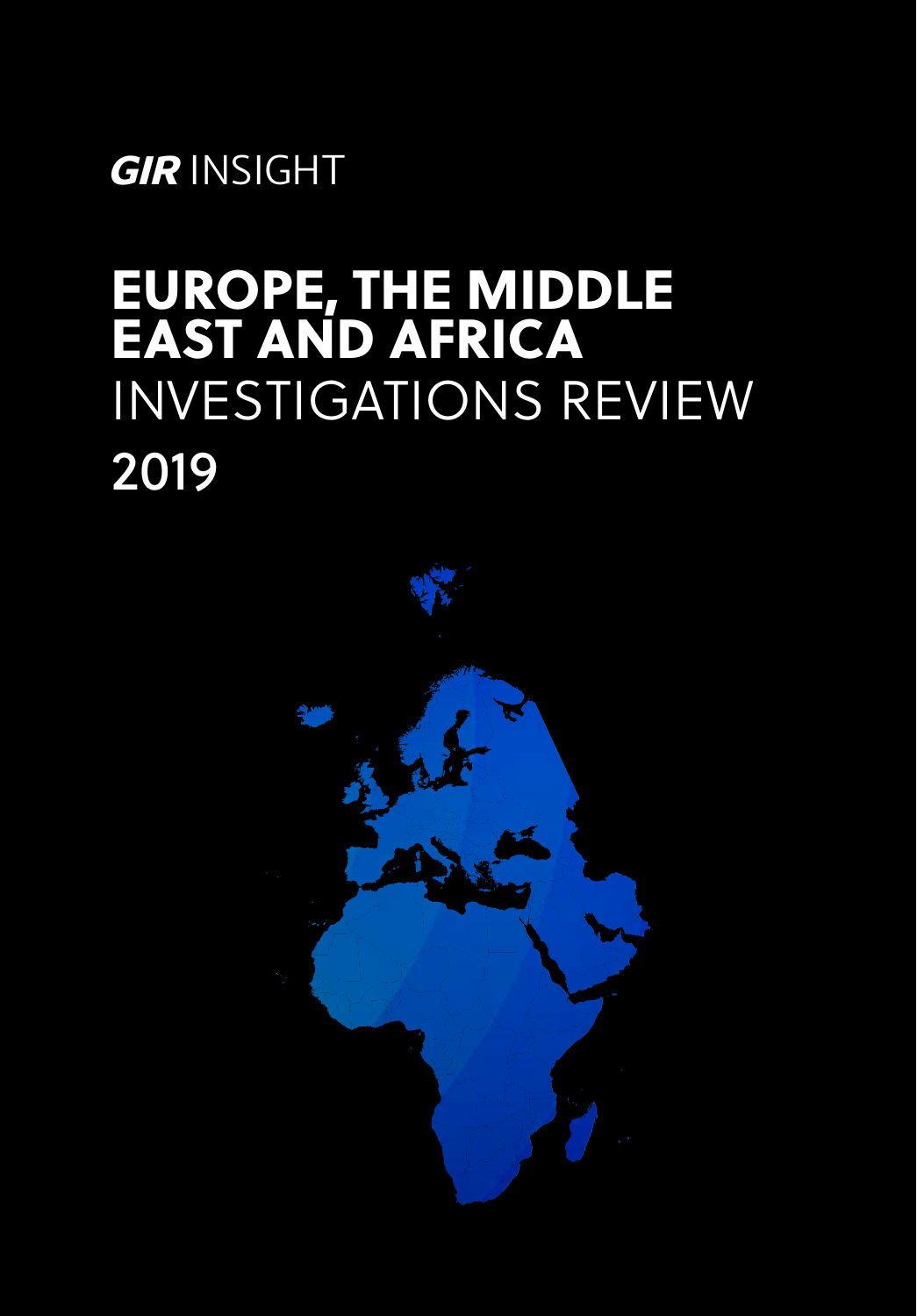**GIR** INSIGHT

# EUROPE, THE MIDDLE EAST AND AFRICA INVESTIGATIONS REVIEW 2019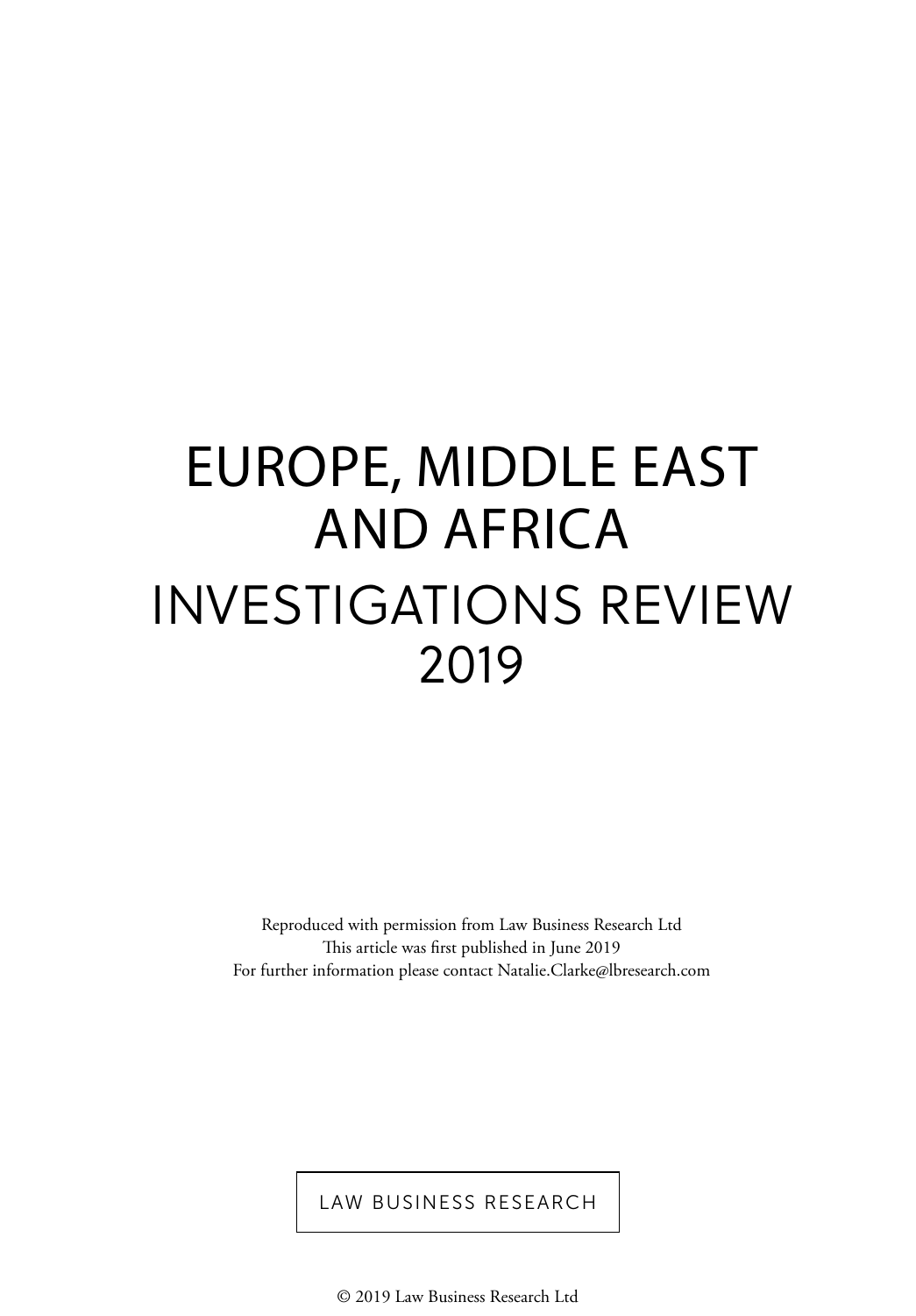# EUROPE, MIDDLE EAST AND AFRICA INVESTIGATIONS REVIEW 2019

Reproduced with permission from Law Business Research Ltd
This article was first published in June 2019
For further information please contact Natalie.Clarke@lbresearch.com

LAW BUSINESS RESEARCH

© 2019 Law Business Research Ltd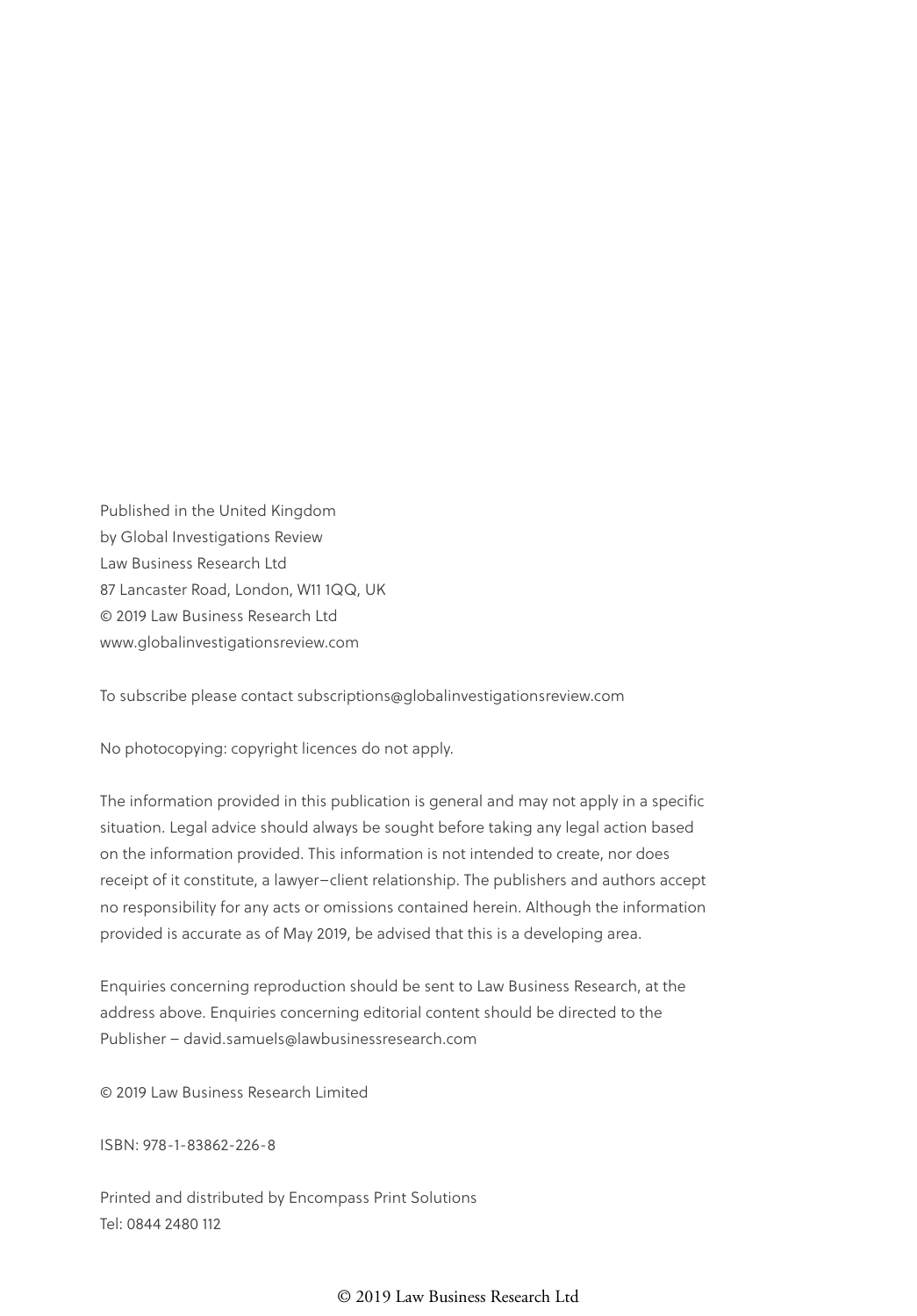Published in the United Kingdom
by Global Investigations Review
Law Business Research Ltd
87 Lancaster Road, London, W11 1QQ, UK
© 2019 Law Business Research Ltd
www.globalinvestigationsreview.com

To subscribe please contact subscriptions@globalinvestigationsreview.com

No photocopying: copyright licences do not apply.

The information provided in this publication is general and may not apply in a specific situation. Legal advice should always be sought before taking any legal action based on the information provided. This information is not intended to create, nor does receipt of it constitute, a lawyer–client relationship. The publishers and authors accept no responsibility for any acts or omissions contained herein. Although the information provided is accurate as of May 2019, be advised that this is a developing area.

Enquiries concerning reproduction should be sent to Law Business Research, at the address above. Enquiries concerning editorial content should be directed to the Publisher – david.samuels@lawbusinessresearch.com

© 2019 Law Business Research Limited

ISBN: 978-1-83862-226-8

Printed and distributed by Encompass Print Solutions
Tel: 0844 2480 112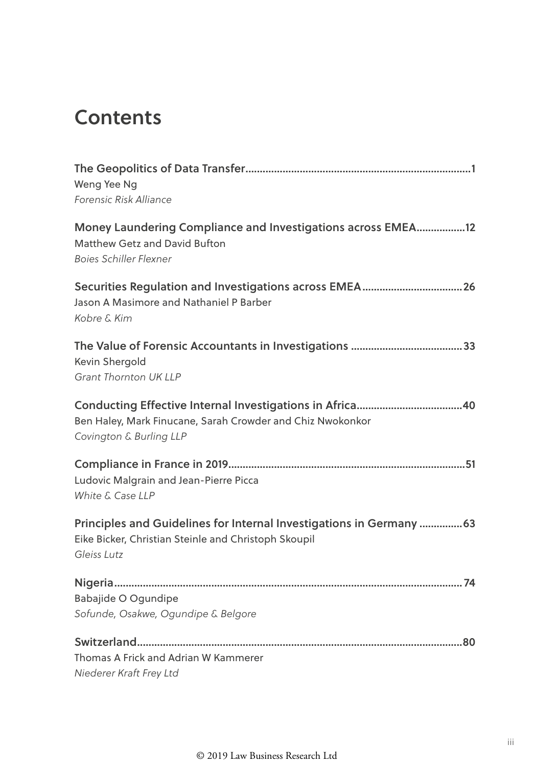# Contents

**The Geopolitics of Data Transfer**..............................................................................**1**
Weng Yee Ng
*Forensic Risk Alliance*

**Money Laundering Compliance and Investigations across EMEA**.................**12**
Matthew Getz and David Bufton
*Boies Schiller Flexner*

**Securities Regulation and Investigations across EMEA**..................................**26**
Jason A Masimore and Nathaniel P Barber
*Kobre & Kim*

**The Value of Forensic Accountants in Investigations** ......................................**33**
Kevin Shergold
*Grant Thornton UK LLP*

**Conducting Effective Internal Investigations in Africa**.....................................**40**
Ben Haley, Mark Finucane, Sarah Crowder and Chiz Nwokonkor
*Covington & Burling LLP*

**Compliance in France in 2019**..................................................................................**51**
Ludovic Malgrain and Jean-Pierre Picca
*White & Case LLP*

**Principles and Guidelines for Internal Investigations in Germany** ...............**63**
Eike Bicker, Christian Steinle and Christoph Skoupil
*Gleiss Lutz*

**Nigeria**.........................................................................................................................**74**
Babajide O Ogundipe
*Sofunde, Osakwe, Ogundipe & Belgore*

**Switzerland**.................................................................................................................**80**
Thomas A Frick and Adrian W Kammerer
*Niederer Kraft Frey Ltd*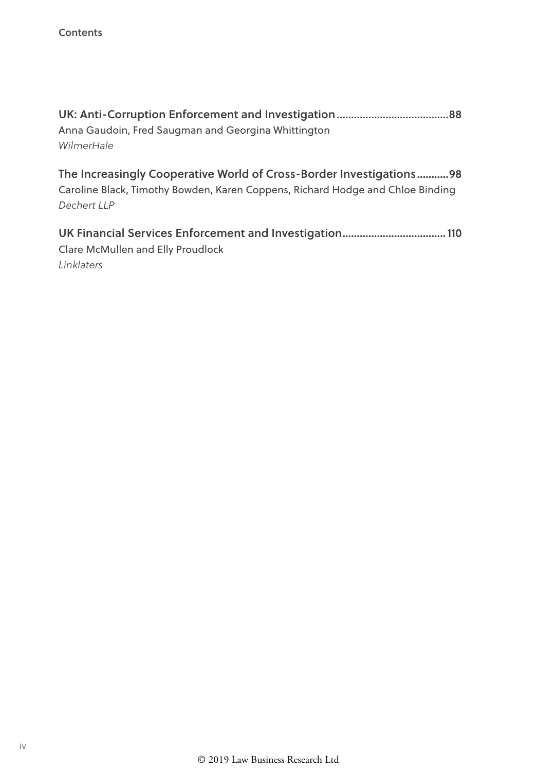**UK: Anti-Corruption Enforcement and Investigation** ......................................88
Anna Gaudoin, Fred Saugman and Georgina Whittington
*WilmerHale*

**The Increasingly Cooperative World of Cross-Border Investigations** ...........98
Caroline Black, Timothy Bowden, Karen Coppens, Richard Hodge and Chloe Binding
*Dechert LLP*

**UK Financial Services Enforcement and Investigation** .................................... 110
Clare McMullen and Elly Proudlock
*Linklaters*

© 2019 Law Business Research Ltd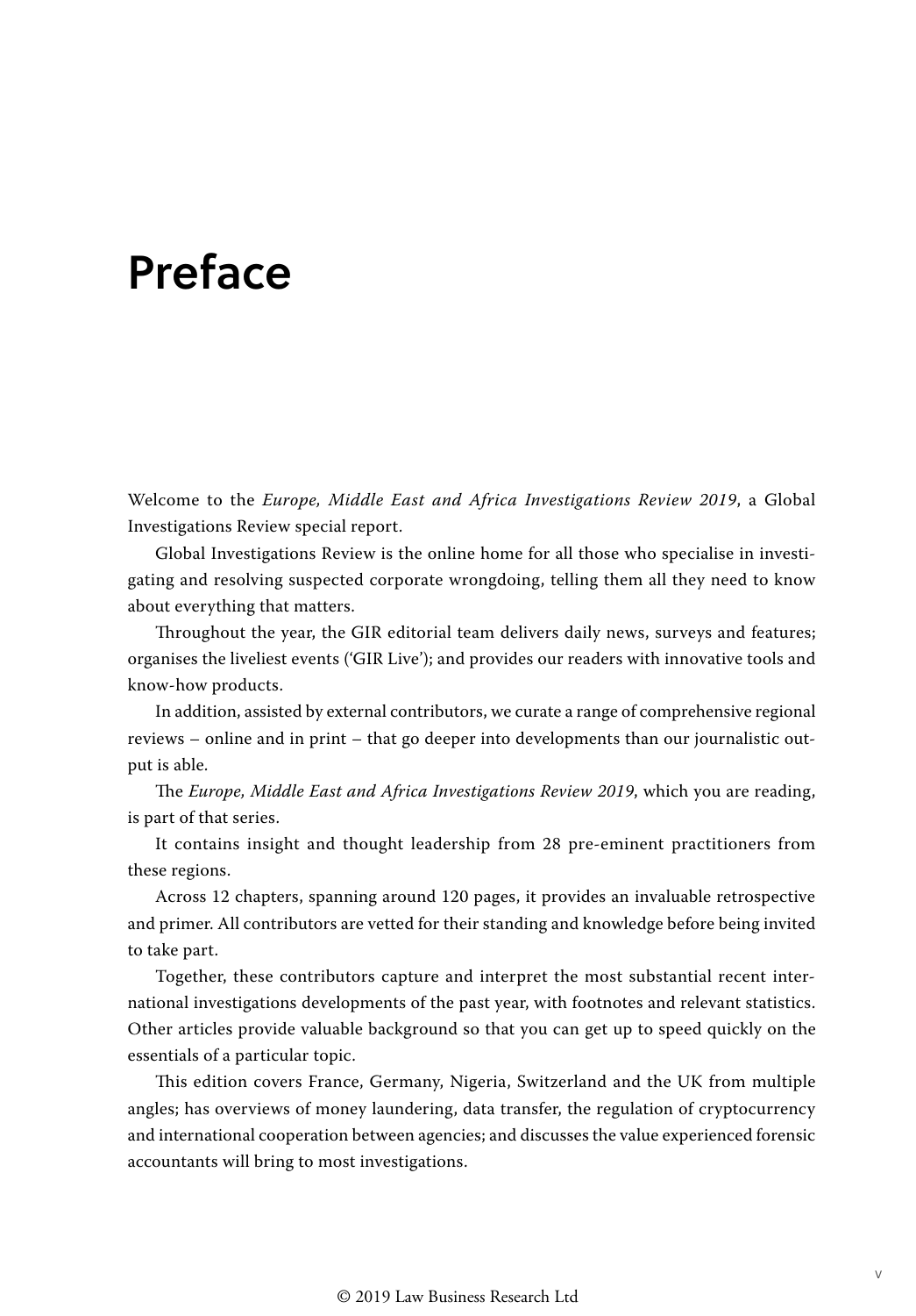# Preface

Welcome to the *Europe, Middle East and Africa Investigations Review 2019*, a Global Investigations Review special report.

Global Investigations Review is the online home for all those who specialise in investigating and resolving suspected corporate wrongdoing, telling them all they need to know about everything that matters.

Throughout the year, the GIR editorial team delivers daily news, surveys and features; organises the liveliest events ('GIR Live'); and provides our readers with innovative tools and know-how products.

In addition, assisted by external contributors, we curate a range of comprehensive regional reviews – online and in print – that go deeper into developments than our journalistic output is able.

The *Europe, Middle East and Africa Investigations Review 2019*, which you are reading, is part of that series.

It contains insight and thought leadership from 28 pre-eminent practitioners from these regions.

Across 12 chapters, spanning around 120 pages, it provides an invaluable retrospective and primer. All contributors are vetted for their standing and knowledge before being invited to take part.

Together, these contributors capture and interpret the most substantial recent international investigations developments of the past year, with footnotes and relevant statistics. Other articles provide valuable background so that you can get up to speed quickly on the essentials of a particular topic.

This edition covers France, Germany, Nigeria, Switzerland and the UK from multiple angles; has overviews of money laundering, data transfer, the regulation of cryptocurrency and international cooperation between agencies; and discusses the value experienced forensic accountants will bring to most investigations.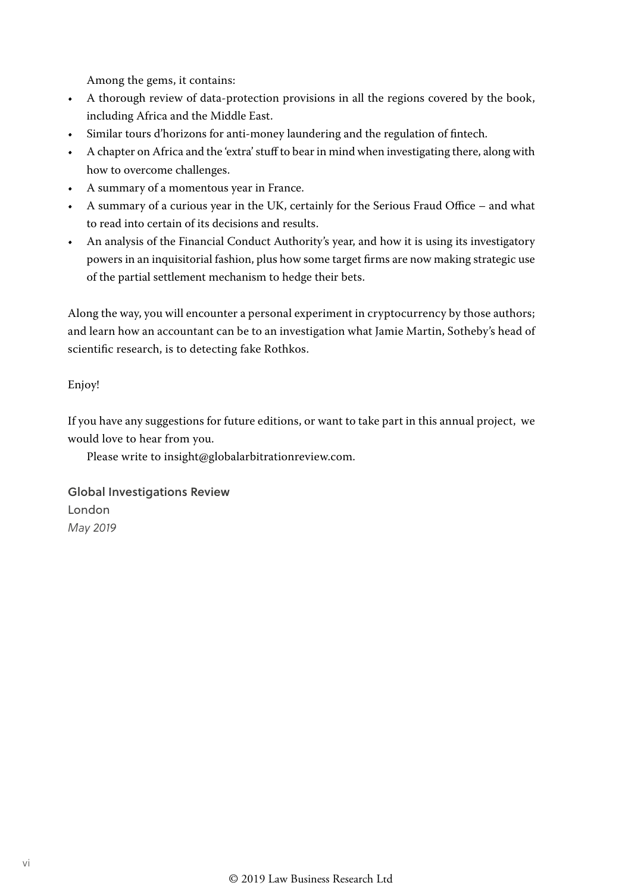Among the gems, it contains:

- A thorough review of data-protection provisions in all the regions covered by the book, including Africa and the Middle East.
- Similar tours d'horizons for anti-money laundering and the regulation of fintech.
- A chapter on Africa and the 'extra' stuff to bear in mind when investigating there, along with how to overcome challenges.
- A summary of a momentous year in France.
- A summary of a curious year in the UK, certainly for the Serious Fraud Office – and what to read into certain of its decisions and results.
- An analysis of the Financial Conduct Authority's year, and how it is using its investigatory powers in an inquisitorial fashion, plus how some target firms are now making strategic use of the partial settlement mechanism to hedge their bets.

Along the way, you will encounter a personal experiment in cryptocurrency by those authors; and learn how an accountant can be to an investigation what Jamie Martin, Sotheby's head of scientific research, is to detecting fake Rothkos.

Enjoy!

If you have any suggestions for future editions, or want to take part in this annual project, we would love to hear from you.

Please write to insight@globalarbitrationreview.com.

**Global Investigations Review**
London
*May 2019*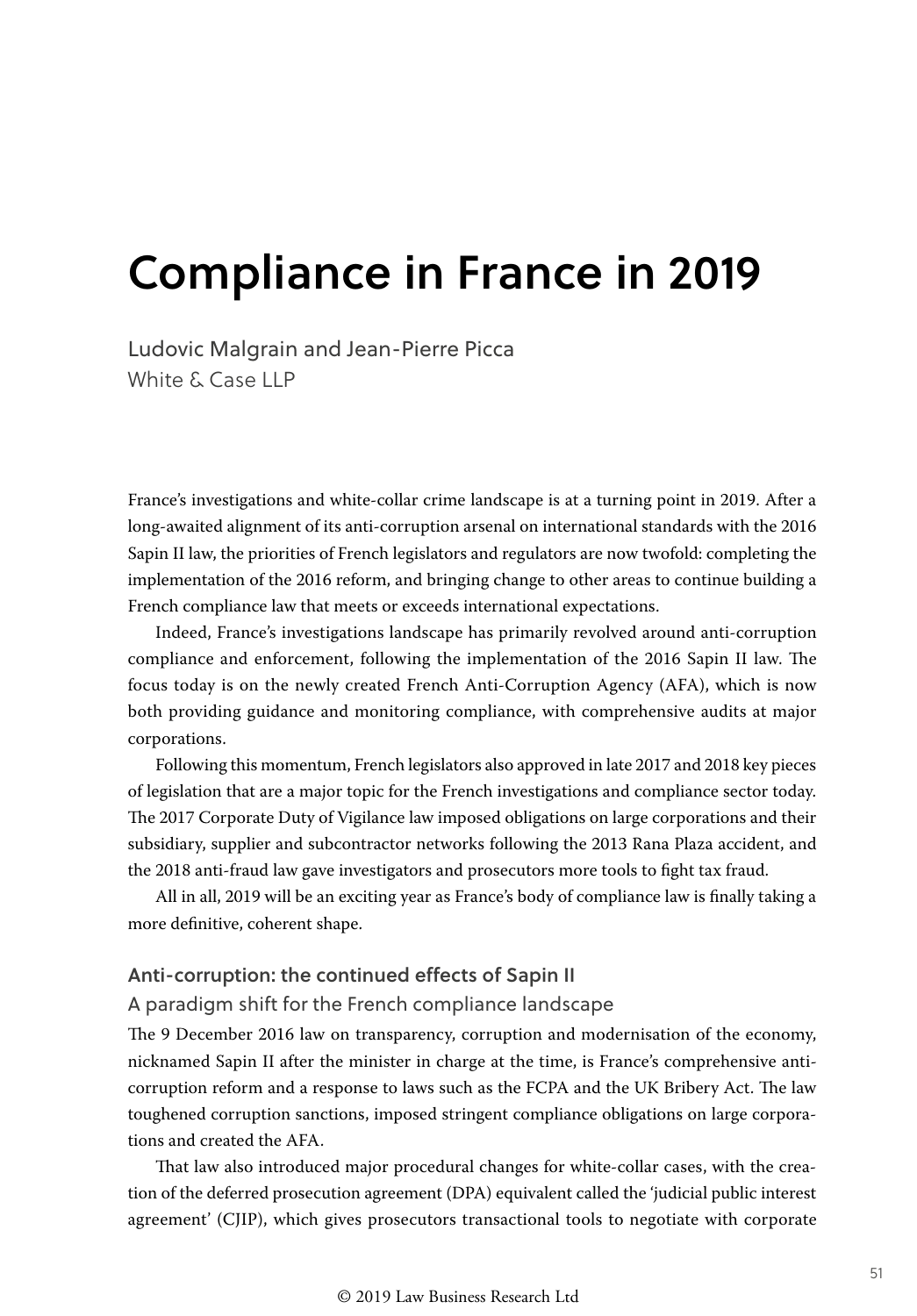# Compliance in France in 2019

Ludovic Malgrain and Jean-Pierre Picca
White & Case LLP

France's investigations and white-collar crime landscape is at a turning point in 2019. After a long-awaited alignment of its anti-corruption arsenal on international standards with the 2016 Sapin II law, the priorities of French legislators and regulators are now twofold: completing the implementation of the 2016 reform, and bringing change to other areas to continue building a French compliance law that meets or exceeds international expectations.

Indeed, France's investigations landscape has primarily revolved around anti-corruption compliance and enforcement, following the implementation of the 2016 Sapin II law. The focus today is on the newly created French Anti-Corruption Agency (AFA), which is now both providing guidance and monitoring compliance, with comprehensive audits at major corporations.

Following this momentum, French legislators also approved in late 2017 and 2018 key pieces of legislation that are a major topic for the French investigations and compliance sector today. The 2017 Corporate Duty of Vigilance law imposed obligations on large corporations and their subsidiary, supplier and subcontractor networks following the 2013 Rana Plaza accident, and the 2018 anti-fraud law gave investigators and prosecutors more tools to fight tax fraud.

All in all, 2019 will be an exciting year as France's body of compliance law is finally taking a more definitive, coherent shape.

## Anti-corruption: the continued effects of Sapin II

### A paradigm shift for the French compliance landscape

The 9 December 2016 law on transparency, corruption and modernisation of the economy, nicknamed Sapin II after the minister in charge at the time, is France's comprehensive anti-corruption reform and a response to laws such as the FCPA and the UK Bribery Act. The law toughened corruption sanctions, imposed stringent compliance obligations on large corporations and created the AFA.

That law also introduced major procedural changes for white-collar cases, with the creation of the deferred prosecution agreement (DPA) equivalent called the 'judicial public interest agreement' (CJIP), which gives prosecutors transactional tools to negotiate with corporate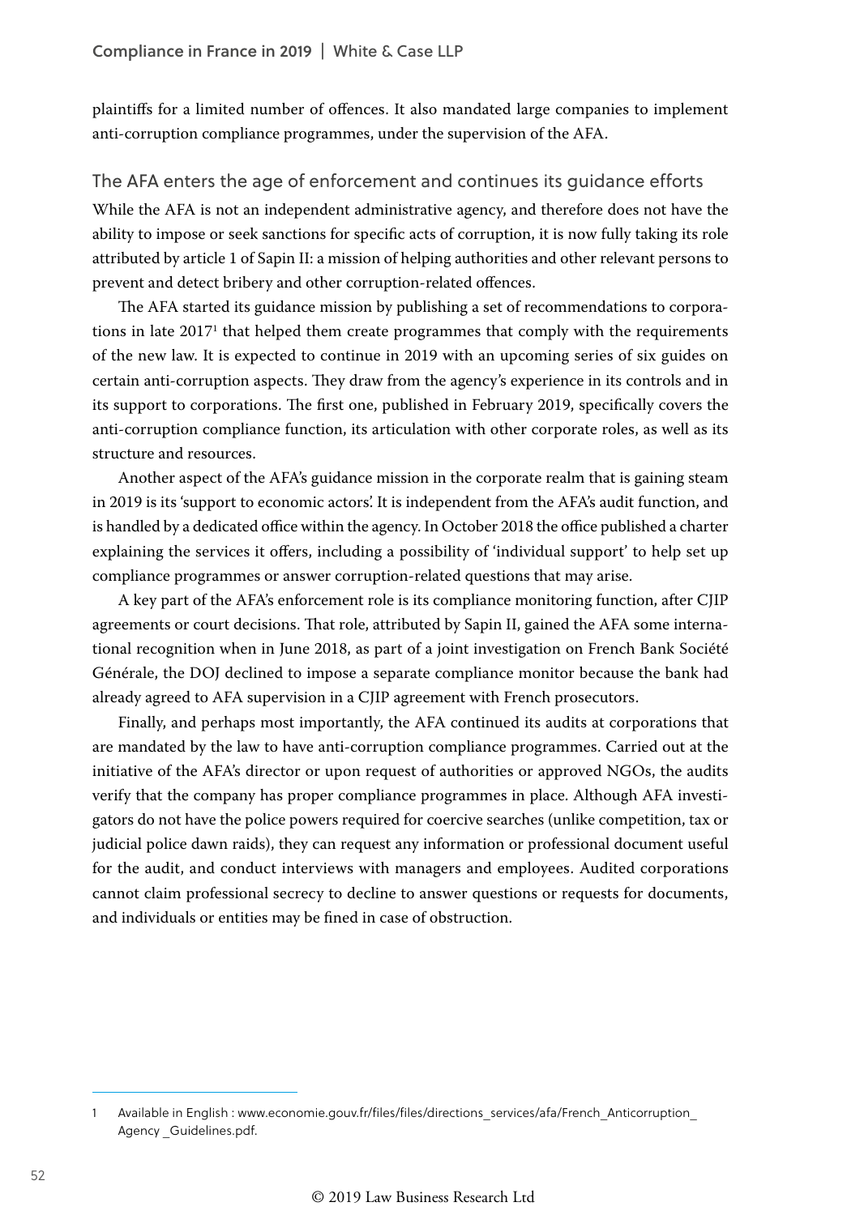plaintiffs for a limited number of offences. It also mandated large companies to implement anti-corruption compliance programmes, under the supervision of the AFA.

## The AFA enters the age of enforcement and continues its guidance efforts

While the AFA is not an independent administrative agency, and therefore does not have the ability to impose or seek sanctions for specific acts of corruption, it is now fully taking its role attributed by article 1 of Sapin II: a mission of helping authorities and other relevant persons to prevent and detect bribery and other corruption-related offences.

The AFA started its guidance mission by publishing a set of recommendations to corporations in late 2017[1] that helped them create programmes that comply with the requirements of the new law. It is expected to continue in 2019 with an upcoming series of six guides on certain anti-corruption aspects. They draw from the agency's experience in its controls and in its support to corporations. The first one, published in February 2019, specifically covers the anti-corruption compliance function, its articulation with other corporate roles, as well as its structure and resources.

Another aspect of the AFA's guidance mission in the corporate realm that is gaining steam in 2019 is its 'support to economic actors'. It is independent from the AFA's audit function, and is handled by a dedicated office within the agency. In October 2018 the office published a charter explaining the services it offers, including a possibility of 'individual support' to help set up compliance programmes or answer corruption-related questions that may arise.

A key part of the AFA's enforcement role is its compliance monitoring function, after CJIP agreements or court decisions. That role, attributed by Sapin II, gained the AFA some international recognition when in June 2018, as part of a joint investigation on French Bank Société Générale, the DOJ declined to impose a separate compliance monitor because the bank had already agreed to AFA supervision in a CJIP agreement with French prosecutors.

Finally, and perhaps most importantly, the AFA continued its audits at corporations that are mandated by the law to have anti-corruption compliance programmes. Carried out at the initiative of the AFA's director or upon request of authorities or approved NGOs, the audits verify that the company has proper compliance programmes in place. Although AFA investigators do not have the police powers required for coercive searches (unlike competition, tax or judicial police dawn raids), they can request any information or professional document useful for the audit, and conduct interviews with managers and employees. Audited corporations cannot claim professional secrecy to decline to answer questions or requests for documents, and individuals or entities may be fined in case of obstruction.

---

1 Available in English : www.economie.gouv.fr/files/files/directions_services/afa/French_Anticorruption_ Agency _Guidelines.pdf.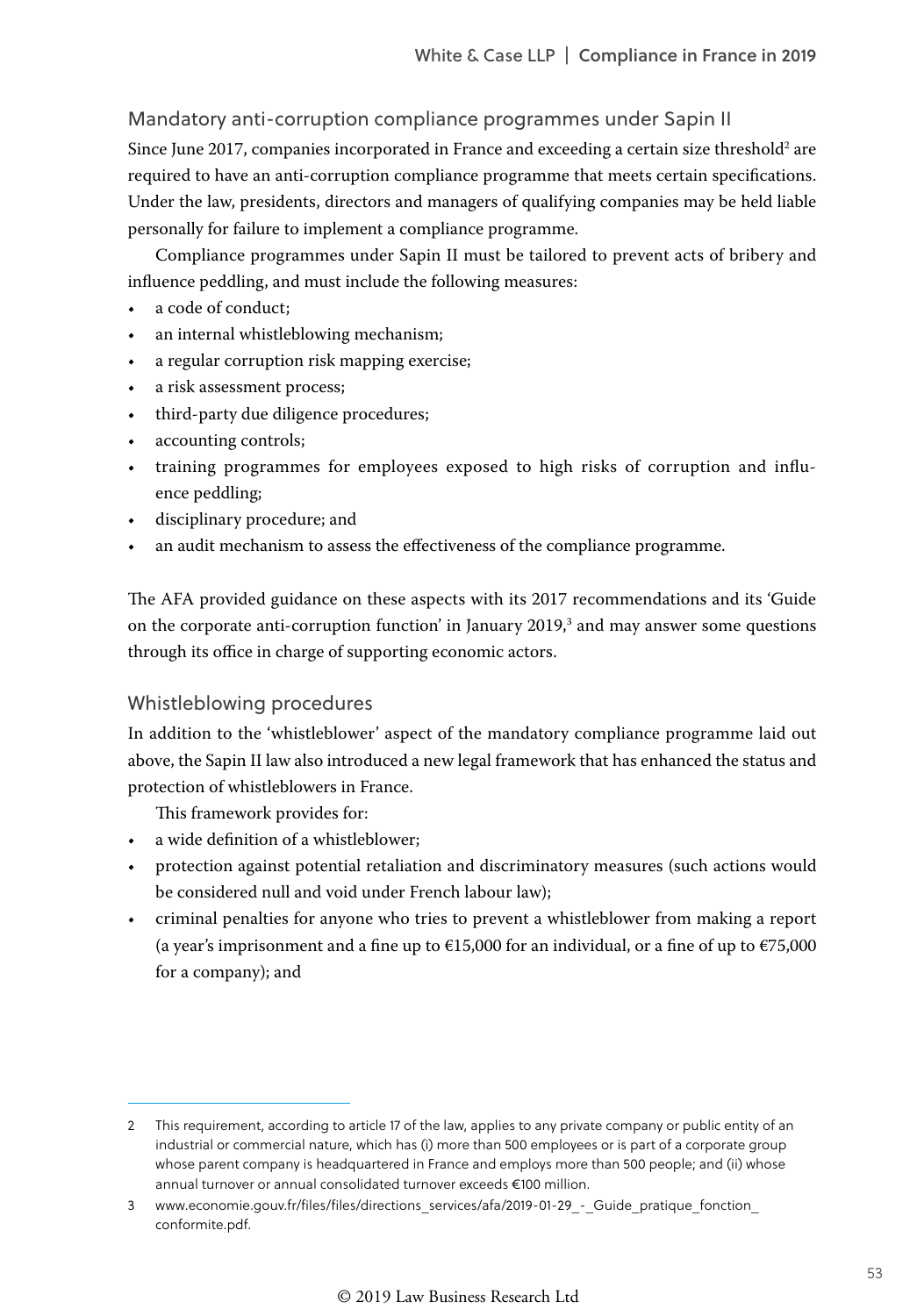## Mandatory anti-corruption compliance programmes under Sapin II

Since June 2017, companies incorporated in France and exceeding a certain size threshold[2] are required to have an anti-corruption compliance programme that meets certain specifications. Under the law, presidents, directors and managers of qualifying companies may be held liable personally for failure to implement a compliance programme.

Compliance programmes under Sapin II must be tailored to prevent acts of bribery and influence peddling, and must include the following measures:

- a code of conduct;
- an internal whistleblowing mechanism;
- a regular corruption risk mapping exercise;
- a risk assessment process;
- third-party due diligence procedures;
- accounting controls;
- training programmes for employees exposed to high risks of corruption and influence peddling;
- disciplinary procedure; and
- an audit mechanism to assess the effectiveness of the compliance programme.

The AFA provided guidance on these aspects with its 2017 recommendations and its 'Guide on the corporate anti-corruption function' in January 2019,[3] and may answer some questions through its office in charge of supporting economic actors.

## Whistleblowing procedures

In addition to the 'whistleblower' aspect of the mandatory compliance programme laid out above, the Sapin II law also introduced a new legal framework that has enhanced the status and protection of whistleblowers in France.

This framework provides for:

- a wide definition of a whistleblower;
- protection against potential retaliation and discriminatory measures (such actions would be considered null and void under French labour law);
- criminal penalties for anyone who tries to prevent a whistleblower from making a report (a year's imprisonment and a fine up to €15,000 for an individual, or a fine of up to €75,000 for a company); and

---

2 This requirement, according to article 17 of the law, applies to any private company or public entity of an industrial or commercial nature, which has (i) more than 500 employees or is part of a corporate group whose parent company is headquartered in France and employs more than 500 people; and (ii) whose annual turnover or annual consolidated turnover exceeds €100 million.

3 www.economie.gouv.fr/files/files/directions_services/afa/2019-01-29_-_Guide_pratique_fonction_conformite.pdf.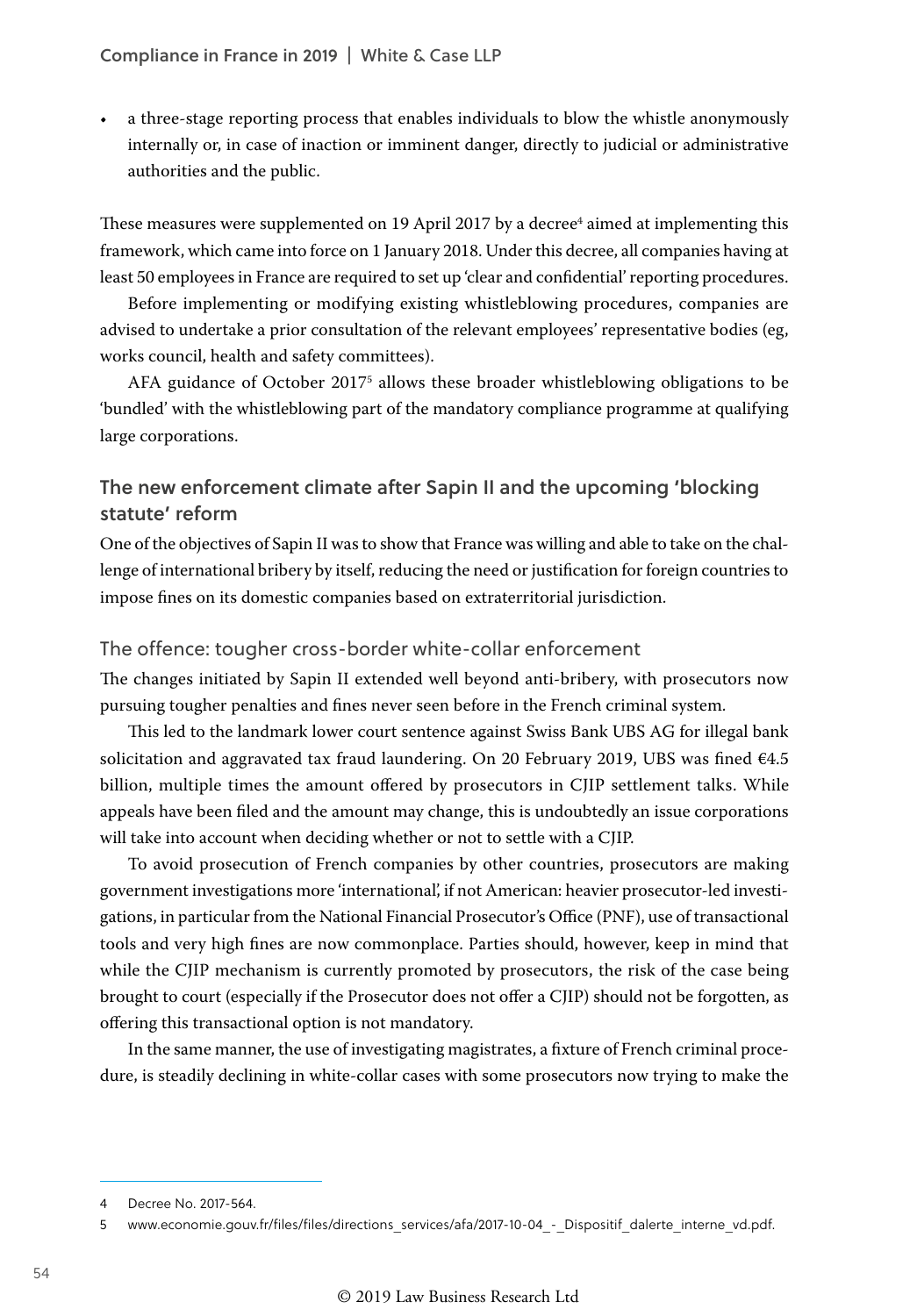- a three-stage reporting process that enables individuals to blow the whistle anonymously internally or, in case of inaction or imminent danger, directly to judicial or administrative authorities and the public.

These measures were supplemented on 19 April 2017 by a decree[4] aimed at implementing this framework, which came into force on 1 January 2018. Under this decree, all companies having at least 50 employees in France are required to set up 'clear and confidential' reporting procedures.

Before implementing or modifying existing whistleblowing procedures, companies are advised to undertake a prior consultation of the relevant employees' representative bodies (eg, works council, health and safety committees).

AFA guidance of October 2017[5] allows these broader whistleblowing obligations to be 'bundled' with the whistleblowing part of the mandatory compliance programme at qualifying large corporations.

## The new enforcement climate after Sapin II and the upcoming 'blocking statute' reform

One of the objectives of Sapin II was to show that France was willing and able to take on the challenge of international bribery by itself, reducing the need or justification for foreign countries to impose fines on its domestic companies based on extraterritorial jurisdiction.

### The offence: tougher cross-border white-collar enforcement

The changes initiated by Sapin II extended well beyond anti-bribery, with prosecutors now pursuing tougher penalties and fines never seen before in the French criminal system.

This led to the landmark lower court sentence against Swiss Bank UBS AG for illegal bank solicitation and aggravated tax fraud laundering. On 20 February 2019, UBS was fined €4.5 billion, multiple times the amount offered by prosecutors in CJIP settlement talks. While appeals have been filed and the amount may change, this is undoubtedly an issue corporations will take into account when deciding whether or not to settle with a CJIP.

To avoid prosecution of French companies by other countries, prosecutors are making government investigations more 'international', if not American: heavier prosecutor-led investigations, in particular from the National Financial Prosecutor's Office (PNF), use of transactional tools and very high fines are now commonplace. Parties should, however, keep in mind that while the CJIP mechanism is currently promoted by prosecutors, the risk of the case being brought to court (especially if the Prosecutor does not offer a CJIP) should not be forgotten, as offering this transactional option is not mandatory.

In the same manner, the use of investigating magistrates, a fixture of French criminal procedure, is steadily declining in white-collar cases with some prosecutors now trying to make the

---

4 Decree No. 2017-564.

5 www.economie.gouv.fr/files/files/directions_services/afa/2017-10-04_-_Dispositif_dalerte_interne_vd.pdf.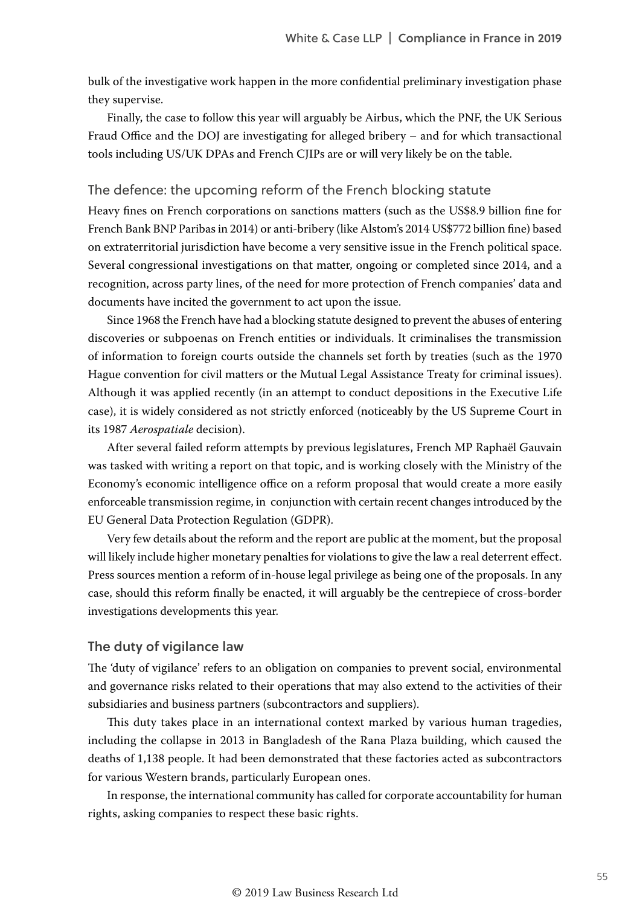bulk of the investigative work happen in the more confidential preliminary investigation phase they supervise.

Finally, the case to follow this year will arguably be Airbus, which the PNF, the UK Serious Fraud Office and the DOJ are investigating for alleged bribery – and for which transactional tools including US/UK DPAs and French CJIPs are or will very likely be on the table.

### The defence: the upcoming reform of the French blocking statute

Heavy fines on French corporations on sanctions matters (such as the US$8.9 billion fine for French Bank BNP Paribas in 2014) or anti-bribery (like Alstom's 2014 US$772 billion fine) based on extraterritorial jurisdiction have become a very sensitive issue in the French political space. Several congressional investigations on that matter, ongoing or completed since 2014, and a recognition, across party lines, of the need for more protection of French companies' data and documents have incited the government to act upon the issue.

Since 1968 the French have had a blocking statute designed to prevent the abuses of entering discoveries or subpoenas on French entities or individuals. It criminalises the transmission of information to foreign courts outside the channels set forth by treaties (such as the 1970 Hague convention for civil matters or the Mutual Legal Assistance Treaty for criminal issues). Although it was applied recently (in an attempt to conduct depositions in the Executive Life case), it is widely considered as not strictly enforced (noticeably by the US Supreme Court in its 1987 *Aerospatiale* decision).

After several failed reform attempts by previous legislatures, French MP Raphaël Gauvain was tasked with writing a report on that topic, and is working closely with the Ministry of the Economy's economic intelligence office on a reform proposal that would create a more easily enforceable transmission regime, in conjunction with certain recent changes introduced by the EU General Data Protection Regulation (GDPR).

Very few details about the reform and the report are public at the moment, but the proposal will likely include higher monetary penalties for violations to give the law a real deterrent effect. Press sources mention a reform of in-house legal privilege as being one of the proposals. In any case, should this reform finally be enacted, it will arguably be the centrepiece of cross-border investigations developments this year.

## The duty of vigilance law

The 'duty of vigilance' refers to an obligation on companies to prevent social, environmental and governance risks related to their operations that may also extend to the activities of their subsidiaries and business partners (subcontractors and suppliers).

This duty takes place in an international context marked by various human tragedies, including the collapse in 2013 in Bangladesh of the Rana Plaza building, which caused the deaths of 1,138 people. It had been demonstrated that these factories acted as subcontractors for various Western brands, particularly European ones.

In response, the international community has called for corporate accountability for human rights, asking companies to respect these basic rights.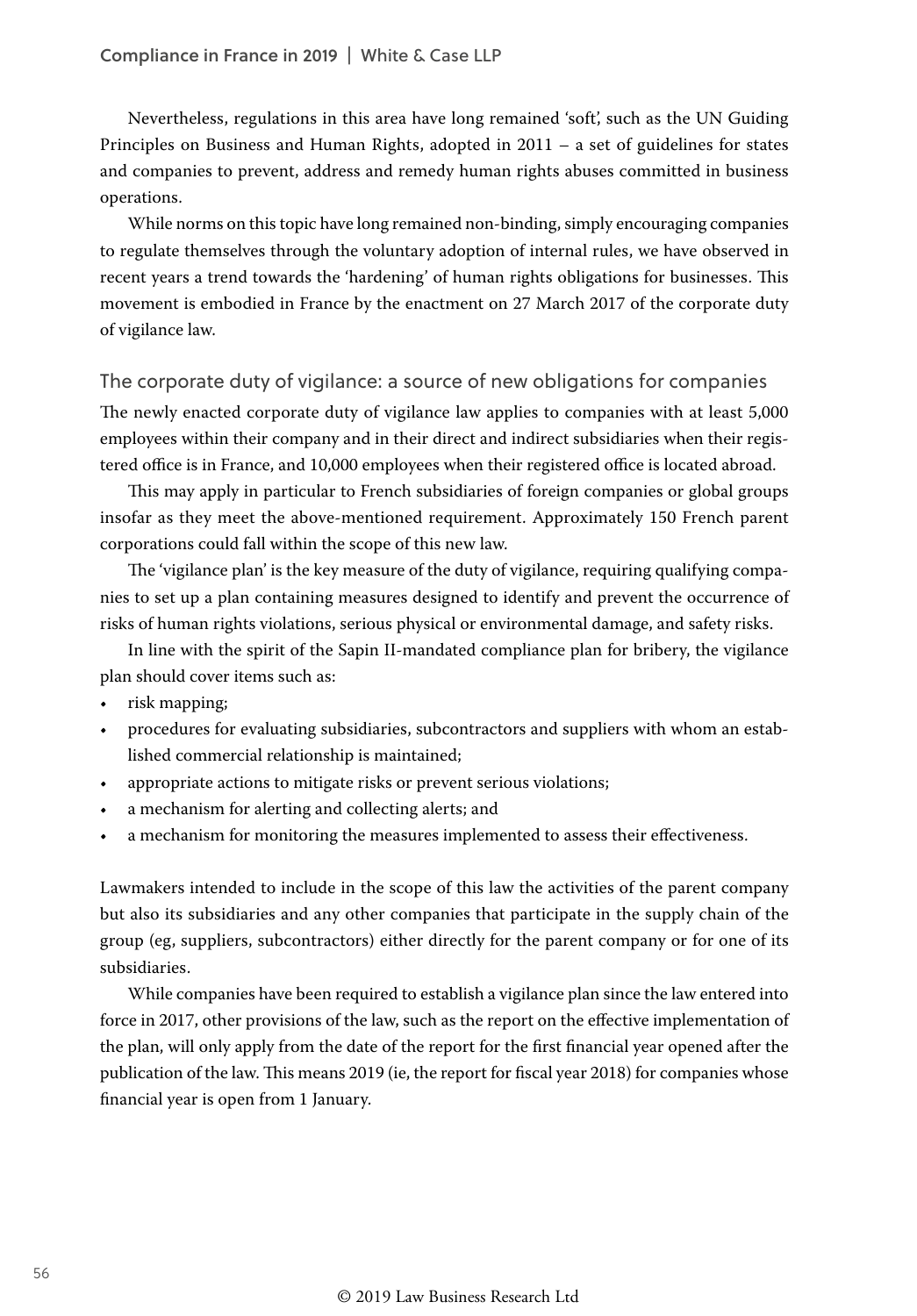Nevertheless, regulations in this area have long remained 'soft', such as the UN Guiding Principles on Business and Human Rights, adopted in 2011 – a set of guidelines for states and companies to prevent, address and remedy human rights abuses committed in business operations.

While norms on this topic have long remained non-binding, simply encouraging companies to regulate themselves through the voluntary adoption of internal rules, we have observed in recent years a trend towards the 'hardening' of human rights obligations for businesses. This movement is embodied in France by the enactment on 27 March 2017 of the corporate duty of vigilance law.

## The corporate duty of vigilance: a source of new obligations for companies

The newly enacted corporate duty of vigilance law applies to companies with at least 5,000 employees within their company and in their direct and indirect subsidiaries when their registered office is in France, and 10,000 employees when their registered office is located abroad.

This may apply in particular to French subsidiaries of foreign companies or global groups insofar as they meet the above-mentioned requirement. Approximately 150 French parent corporations could fall within the scope of this new law.

The 'vigilance plan' is the key measure of the duty of vigilance, requiring qualifying companies to set up a plan containing measures designed to identify and prevent the occurrence of risks of human rights violations, serious physical or environmental damage, and safety risks.

In line with the spirit of the Sapin II-mandated compliance plan for bribery, the vigilance plan should cover items such as:

- risk mapping;
- procedures for evaluating subsidiaries, subcontractors and suppliers with whom an established commercial relationship is maintained;
- appropriate actions to mitigate risks or prevent serious violations;
- a mechanism for alerting and collecting alerts; and
- a mechanism for monitoring the measures implemented to assess their effectiveness.

Lawmakers intended to include in the scope of this law the activities of the parent company but also its subsidiaries and any other companies that participate in the supply chain of the group (eg, suppliers, subcontractors) either directly for the parent company or for one of its subsidiaries.

While companies have been required to establish a vigilance plan since the law entered into force in 2017, other provisions of the law, such as the report on the effective implementation of the plan, will only apply from the date of the report for the first financial year opened after the publication of the law. This means 2019 (ie, the report for fiscal year 2018) for companies whose financial year is open from 1 January.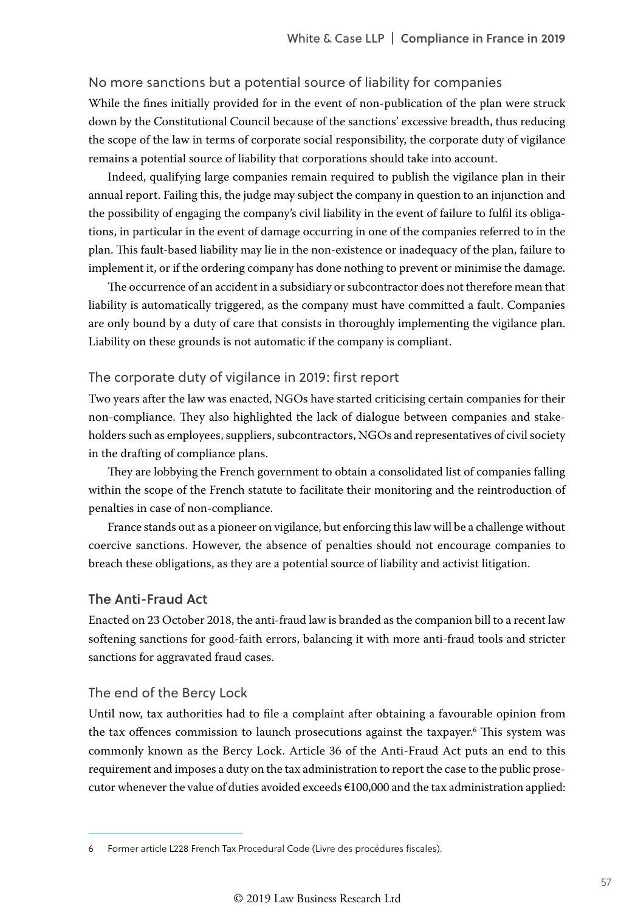### No more sanctions but a potential source of liability for companies

While the fines initially provided for in the event of non-publication of the plan were struck down by the Constitutional Council because of the sanctions' excessive breadth, thus reducing the scope of the law in terms of corporate social responsibility, the corporate duty of vigilance remains a potential source of liability that corporations should take into account.

Indeed, qualifying large companies remain required to publish the vigilance plan in their annual report. Failing this, the judge may subject the company in question to an injunction and the possibility of engaging the company's civil liability in the event of failure to fulfil its obligations, in particular in the event of damage occurring in one of the companies referred to in the plan. This fault-based liability may lie in the non-existence or inadequacy of the plan, failure to implement it, or if the ordering company has done nothing to prevent or minimise the damage.

The occurrence of an accident in a subsidiary or subcontractor does not therefore mean that liability is automatically triggered, as the company must have committed a fault. Companies are only bound by a duty of care that consists in thoroughly implementing the vigilance plan. Liability on these grounds is not automatic if the company is compliant.

### The corporate duty of vigilance in 2019: first report

Two years after the law was enacted, NGOs have started criticising certain companies for their non-compliance. They also highlighted the lack of dialogue between companies and stakeholders such as employees, suppliers, subcontractors, NGOs and representatives of civil society in the drafting of compliance plans.

They are lobbying the French government to obtain a consolidated list of companies falling within the scope of the French statute to facilitate their monitoring and the reintroduction of penalties in case of non-compliance.

France stands out as a pioneer on vigilance, but enforcing this law will be a challenge without coercive sanctions. However, the absence of penalties should not encourage companies to breach these obligations, as they are a potential source of liability and activist litigation.

## The Anti-Fraud Act

Enacted on 23 October 2018, the anti-fraud law is branded as the companion bill to a recent law softening sanctions for good-faith errors, balancing it with more anti-fraud tools and stricter sanctions for aggravated fraud cases.

### The end of the Bercy Lock

Until now, tax authorities had to file a complaint after obtaining a favourable opinion from the tax offences commission to launch prosecutions against the taxpayer.[6] This system was commonly known as the Bercy Lock. Article 36 of the Anti-Fraud Act puts an end to this requirement and imposes a duty on the tax administration to report the case to the public prosecutor whenever the value of duties avoided exceeds €100,000 and the tax administration applied:

---

6 Former article L228 French Tax Procedural Code (Livre des procédures fiscales).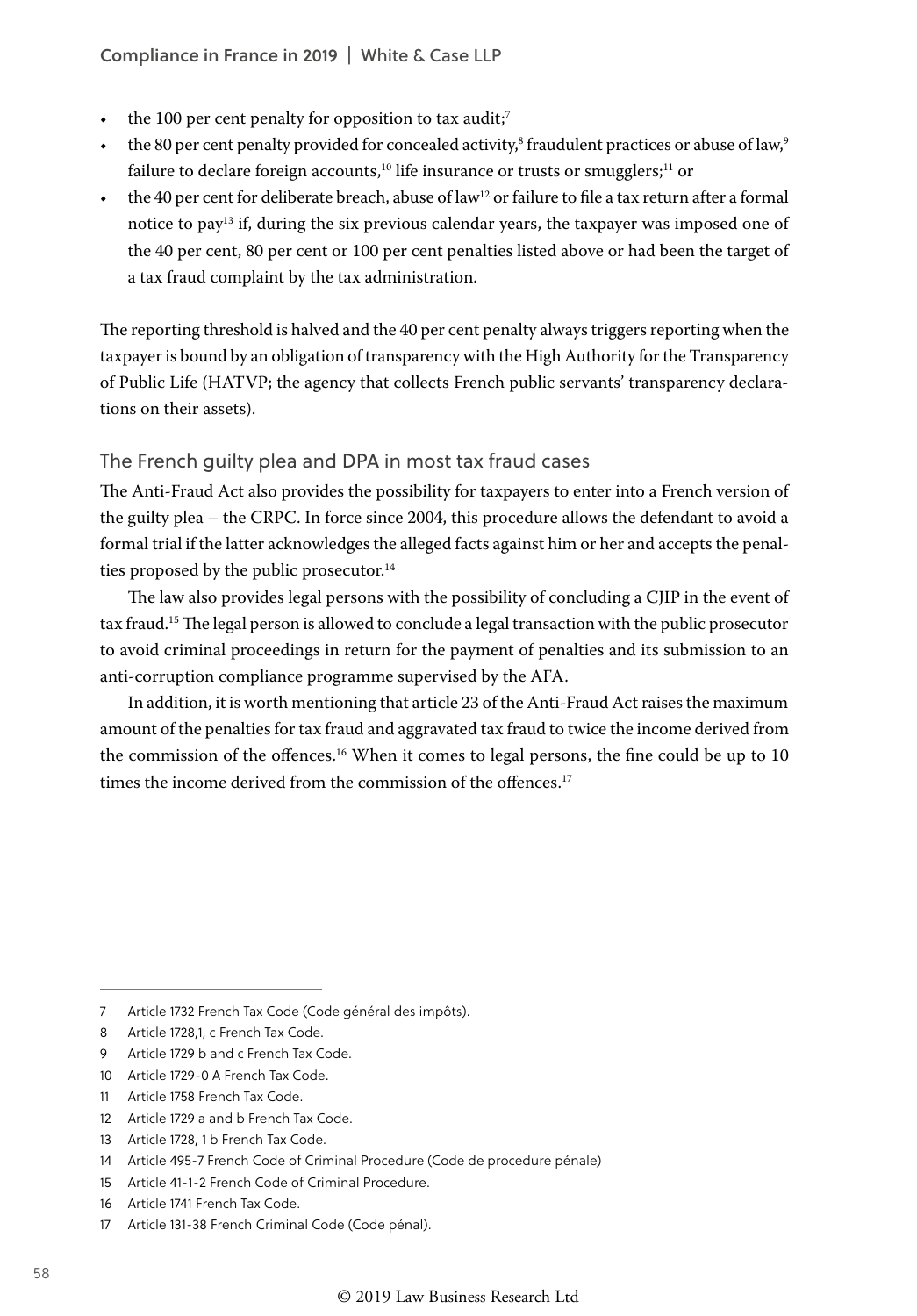- the 100 per cent penalty for opposition to tax audit;[7]
- the 80 per cent penalty provided for concealed activity,[8] fraudulent practices or abuse of law,[9] failure to declare foreign accounts,[10] life insurance or trusts or smugglers;[11] or
- the 40 per cent for deliberate breach, abuse of law[12] or failure to file a tax return after a formal notice to pay[13] if, during the six previous calendar years, the taxpayer was imposed one of the 40 per cent, 80 per cent or 100 per cent penalties listed above or had been the target of a tax fraud complaint by the tax administration.

The reporting threshold is halved and the 40 per cent penalty always triggers reporting when the taxpayer is bound by an obligation of transparency with the High Authority for the Transparency of Public Life (HATVP; the agency that collects French public servants' transparency declarations on their assets).

## The French guilty plea and DPA in most tax fraud cases

The Anti-Fraud Act also provides the possibility for taxpayers to enter into a French version of the guilty plea – the CRPC. In force since 2004, this procedure allows the defendant to avoid a formal trial if the latter acknowledges the alleged facts against him or her and accepts the penalties proposed by the public prosecutor.[14]

The law also provides legal persons with the possibility of concluding a CJIP in the event of tax fraud.[15] The legal person is allowed to conclude a legal transaction with the public prosecutor to avoid criminal proceedings in return for the payment of penalties and its submission to an anti-corruption compliance programme supervised by the AFA.

In addition, it is worth mentioning that article 23 of the Anti-Fraud Act raises the maximum amount of the penalties for tax fraud and aggravated tax fraud to twice the income derived from the commission of the offences.[16] When it comes to legal persons, the fine could be up to 10 times the income derived from the commission of the offences.[17]

---

7 Article 1732 French Tax Code (Code général des impôts).

8 Article 1728,1, c French Tax Code.

9 Article 1729 b and c French Tax Code.

10 Article 1729-0 A French Tax Code.

11 Article 1758 French Tax Code.

12 Article 1729 a and b French Tax Code.

13 Article 1728, 1 b French Tax Code.

14 Article 495-7 French Code of Criminal Procedure (Code de procedure pénale)

15 Article 41-1-2 French Code of Criminal Procedure.

16 Article 1741 French Tax Code.

17 Article 131-38 French Criminal Code (Code pénal).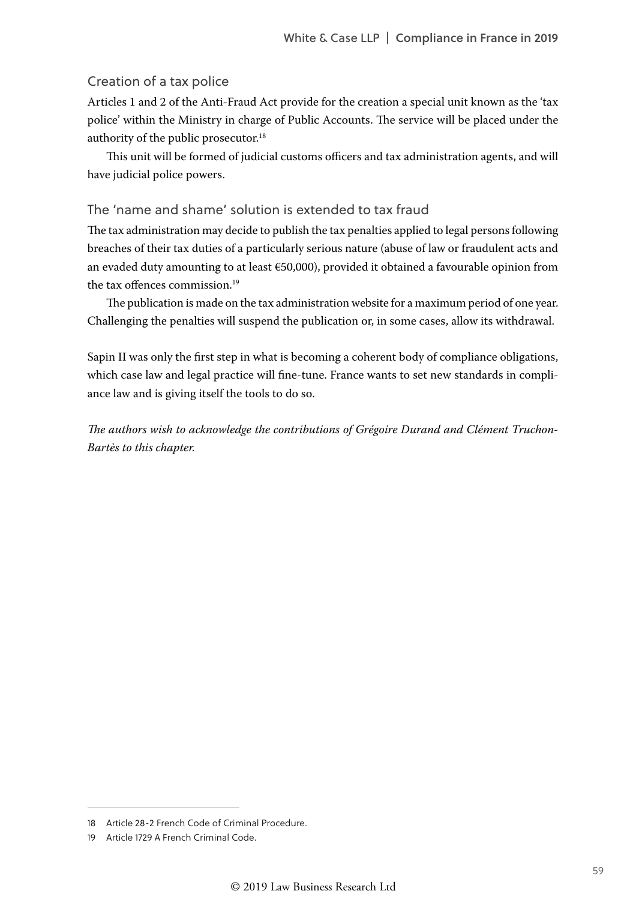### Creation of a tax police

Articles 1 and 2 of the Anti-Fraud Act provide for the creation a special unit known as the 'tax police' within the Ministry in charge of Public Accounts. The service will be placed under the authority of the public prosecutor.[18]

This unit will be formed of judicial customs officers and tax administration agents, and will have judicial police powers.

### The 'name and shame' solution is extended to tax fraud

The tax administration may decide to publish the tax penalties applied to legal persons following breaches of their tax duties of a particularly serious nature (abuse of law or fraudulent acts and an evaded duty amounting to at least €50,000), provided it obtained a favourable opinion from the tax offences commission.[19]

The publication is made on the tax administration website for a maximum period of one year. Challenging the penalties will suspend the publication or, in some cases, allow its withdrawal.

Sapin II was only the first step in what is becoming a coherent body of compliance obligations, which case law and legal practice will fine-tune. France wants to set new standards in compliance law and is giving itself the tools to do so.

*The authors wish to acknowledge the contributions of Grégoire Durand and Clément Truchon-Bartès to this chapter.*

---

18 Article 28-2 French Code of Criminal Procedure.

19 Article 1729 A French Criminal Code.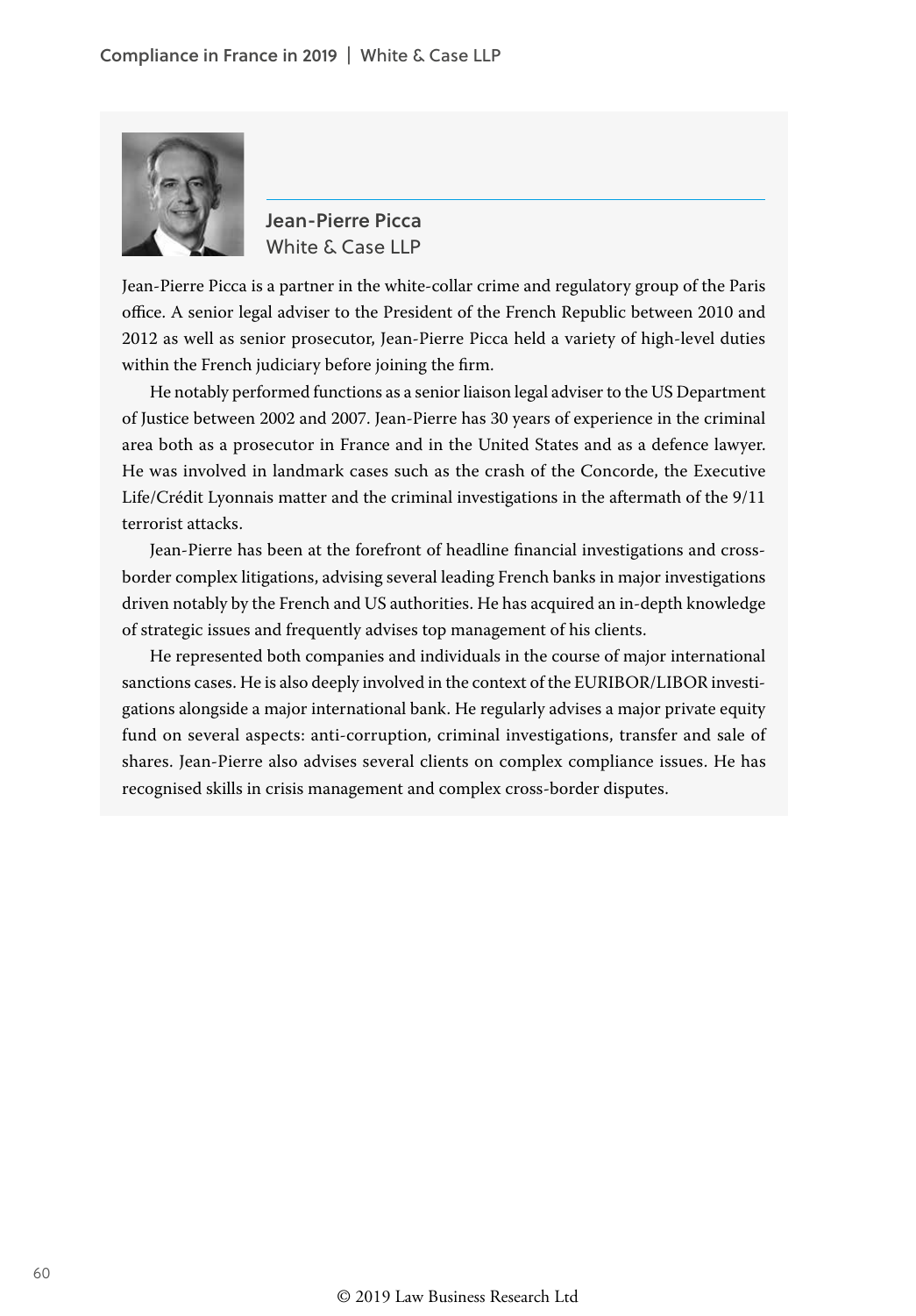## Jean-Pierre Picca

White & Case LLP

Jean-Pierre Picca is a partner in the white-collar crime and regulatory group of the Paris office. A senior legal adviser to the President of the French Republic between 2010 and 2012 as well as senior prosecutor, Jean-Pierre Picca held a variety of high-level duties within the French judiciary before joining the firm.

He notably performed functions as a senior liaison legal adviser to the US Department of Justice between 2002 and 2007. Jean-Pierre has 30 years of experience in the criminal area both as a prosecutor in France and in the United States and as a defence lawyer. He was involved in landmark cases such as the crash of the Concorde, the Executive Life/Crédit Lyonnais matter and the criminal investigations in the aftermath of the 9/11 terrorist attacks.

Jean-Pierre has been at the forefront of headline financial investigations and cross-border complex litigations, advising several leading French banks in major investigations driven notably by the French and US authorities. He has acquired an in-depth knowledge of strategic issues and frequently advises top management of his clients.

He represented both companies and individuals in the course of major international sanctions cases. He is also deeply involved in the context of the EURIBOR/LIBOR investigations alongside a major international bank. He regularly advises a major private equity fund on several aspects: anti-corruption, criminal investigations, transfer and sale of shares. Jean-Pierre also advises several clients on complex compliance issues. He has recognised skills in crisis management and complex cross-border disputes.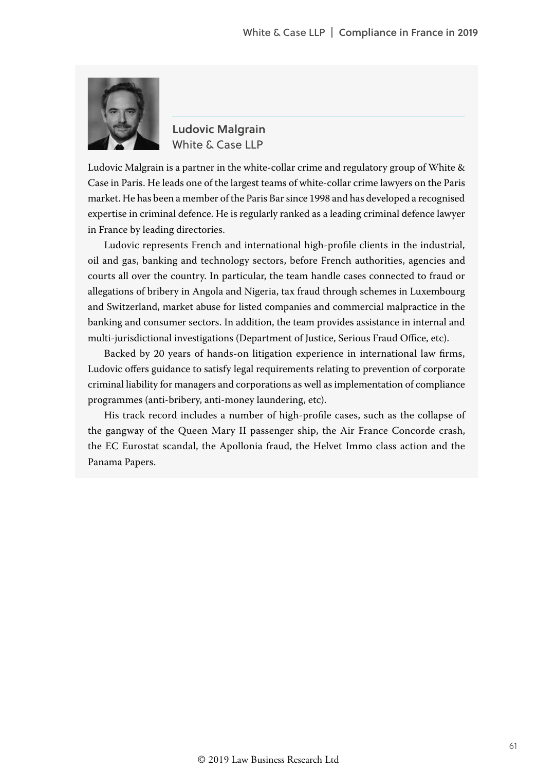## Ludovic Malgrain

White & Case LLP

Ludovic Malgrain is a partner in the white-collar crime and regulatory group of White & Case in Paris. He leads one of the largest teams of white-collar crime lawyers on the Paris market. He has been a member of the Paris Bar since 1998 and has developed a recognised expertise in criminal defence. He is regularly ranked as a leading criminal defence lawyer in France by leading directories.

Ludovic represents French and international high-profile clients in the industrial, oil and gas, banking and technology sectors, before French authorities, agencies and courts all over the country. In particular, the team handle cases connected to fraud or allegations of bribery in Angola and Nigeria, tax fraud through schemes in Luxembourg and Switzerland, market abuse for listed companies and commercial malpractice in the banking and consumer sectors. In addition, the team provides assistance in internal and multi-jurisdictional investigations (Department of Justice, Serious Fraud Office, etc).

Backed by 20 years of hands-on litigation experience in international law firms, Ludovic offers guidance to satisfy legal requirements relating to prevention of corporate criminal liability for managers and corporations as well as implementation of compliance programmes (anti-bribery, anti-money laundering, etc).

His track record includes a number of high-profile cases, such as the collapse of the gangway of the Queen Mary II passenger ship, the Air France Concorde crash, the EC Eurostat scandal, the Apollonia fraud, the Helvet Immo class action and the Panama Papers.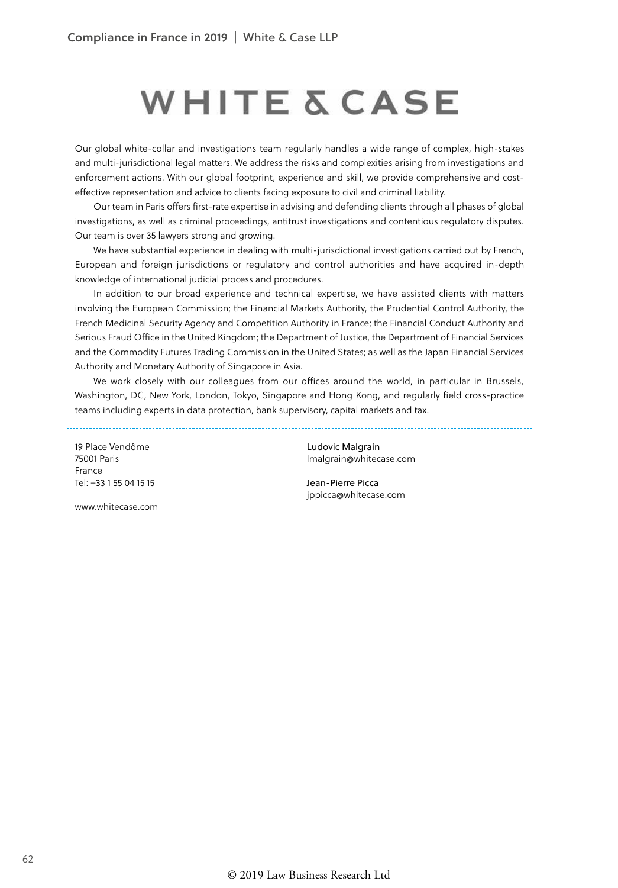# WHITE & CASE

Our global white-collar and investigations team regularly handles a wide range of complex, high-stakes and multi-jurisdictional legal matters. We address the risks and complexities arising from investigations and enforcement actions. With our global footprint, experience and skill, we provide comprehensive and cost-effective representation and advice to clients facing exposure to civil and criminal liability.

Our team in Paris offers first-rate expertise in advising and defending clients through all phases of global investigations, as well as criminal proceedings, antitrust investigations and contentious regulatory disputes. Our team is over 35 lawyers strong and growing.

We have substantial experience in dealing with multi-jurisdictional investigations carried out by French, European and foreign jurisdictions or regulatory and control authorities and have acquired in-depth knowledge of international judicial process and procedures.

In addition to our broad experience and technical expertise, we have assisted clients with matters involving the European Commission; the Financial Markets Authority, the Prudential Control Authority, the French Medicinal Security Agency and Competition Authority in France; the Financial Conduct Authority and Serious Fraud Office in the United Kingdom; the Department of Justice, the Department of Financial Services and the Commodity Futures Trading Commission in the United States; as well as the Japan Financial Services Authority and Monetary Authority of Singapore in Asia.

We work closely with our colleagues from our offices around the world, in particular in Brussels, Washington, DC, New York, London, Tokyo, Singapore and Hong Kong, and regularly field cross-practice teams including experts in data protection, bank supervisory, capital markets and tax.

---

19 Place Vendôme
75001 Paris
France
Tel: +33 1 55 04 15 15

www.whitecase.com

**Ludovic Malgrain**
lmalgrain@whitecase.com

**Jean-Pierre Picca**
jppicca@whitecase.com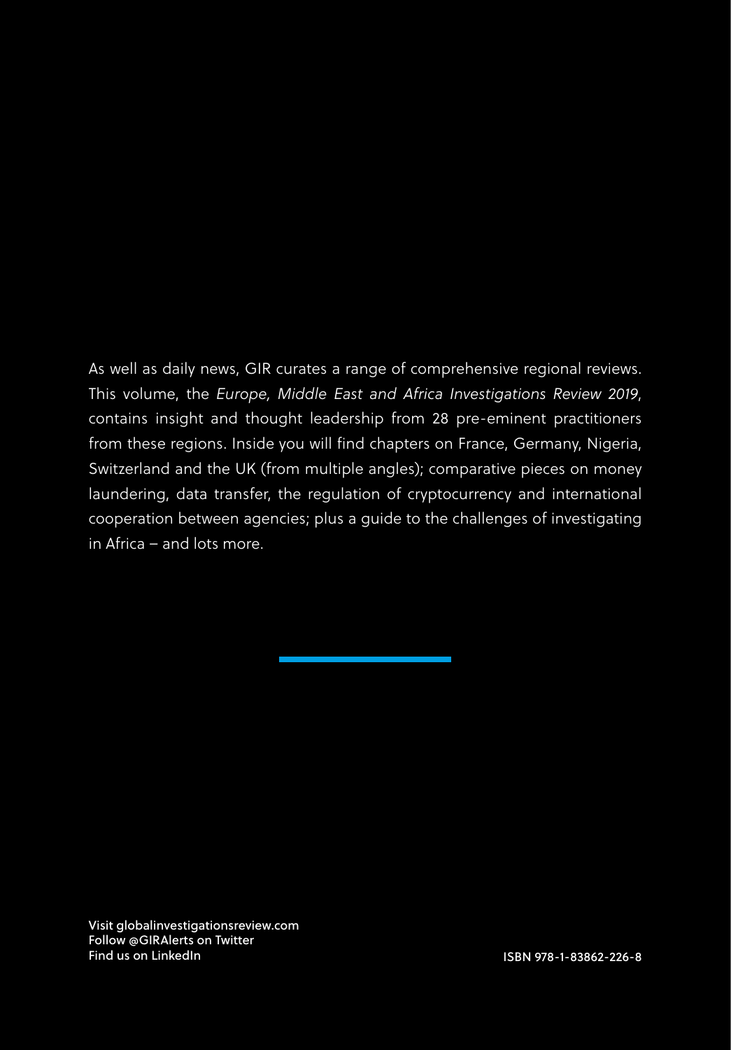As well as daily news, GIR curates a range of comprehensive regional reviews. This volume, the *Europe, Middle East and Africa Investigations Review 2019*, contains insight and thought leadership from 28 pre-eminent practitioners from these regions. Inside you will find chapters on France, Germany, Nigeria, Switzerland and the UK (from multiple angles); comparative pieces on money laundering, data transfer, the regulation of cryptocurrency and international cooperation between agencies; plus a guide to the challenges of investigating in Africa – and lots more.

Visit globalinvestigationsreview.com
Follow @GIRAlerts on Twitter
Find us on LinkedIn

ISBN 978-1-83862-226-8